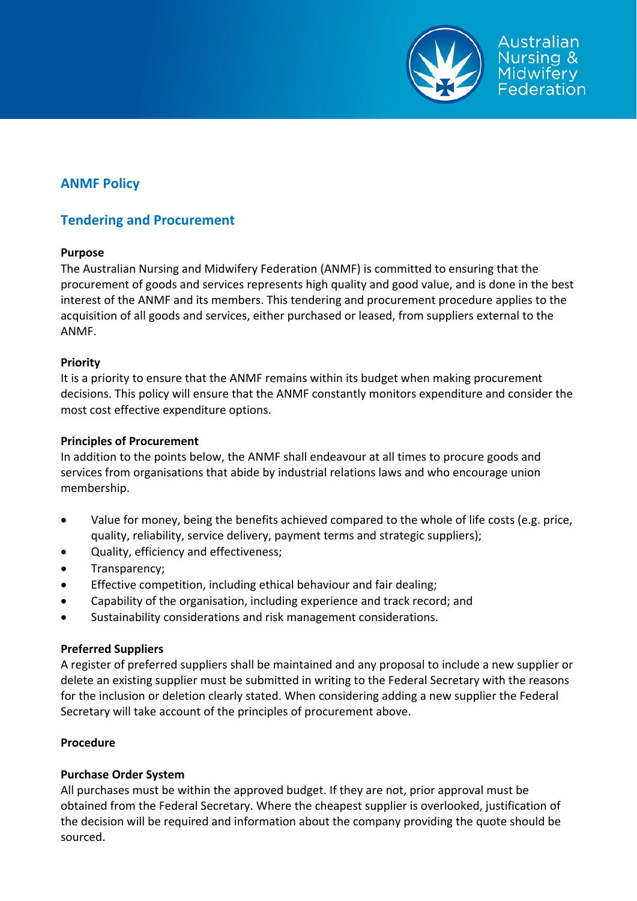# ANMF Policy

## Tendering and Procurement

**Purpose**

The Australian Nursing and Midwifery Federation (ANMF) is committed to ensuring that the procurement of goods and services represents high quality and good value, and is done in the best interest of the ANMF and its members. This tendering and procurement procedure applies to the acquisition of all goods and services, either purchased or leased, from suppliers external to the ANMF.

**Priority**

It is a priority to ensure that the ANMF remains within its budget when making procurement decisions. This policy will ensure that the ANMF constantly monitors expenditure and consider the most cost effective expenditure options.

**Principles of Procurement**

In addition to the points below, the ANMF shall endeavour at all times to procure goods and services from organisations that abide by industrial relations laws and who encourage union membership.

- Value for money, being the benefits achieved compared to the whole of life costs (e.g. price, quality, reliability, service delivery, payment terms and strategic suppliers);
- Quality, efficiency and effectiveness;
- Transparency;
- Effective competition, including ethical behaviour and fair dealing;
- Capability of the organisation, including experience and track record; and
- Sustainability considerations and risk management considerations.

**Preferred Suppliers**

A register of preferred suppliers shall be maintained and any proposal to include a new supplier or delete an existing supplier must be submitted in writing to the Federal Secretary with the reasons for the inclusion or deletion clearly stated. When considering adding a new supplier the Federal Secretary will take account of the principles of procurement above.

**Procedure**

**Purchase Order System**

All purchases must be within the approved budget. If they are not, prior approval must be obtained from the Federal Secretary. Where the cheapest supplier is overlooked, justification of the decision will be required and information about the company providing the quote should be sourced.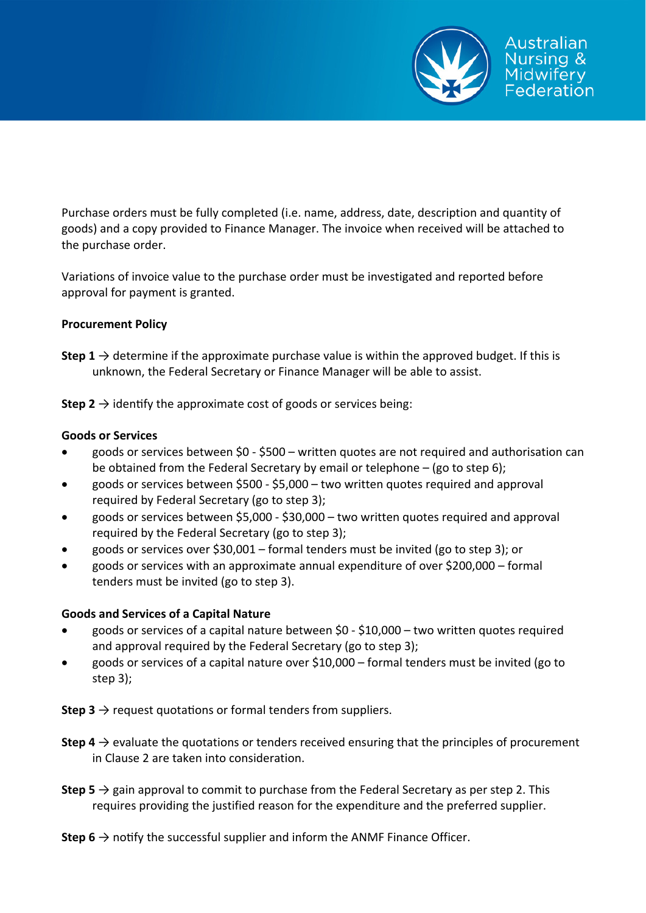Purchase orders must be fully completed (i.e. name, address, date, description and quantity of goods) and a copy provided to Finance Manager. The invoice when received will be attached to the purchase order.

Variations of invoice value to the purchase order must be investigated and reported before approval for payment is granted.

**Procurement Policy**

**Step 1** → determine if the approximate purchase value is within the approved budget. If this is unknown, the Federal Secretary or Finance Manager will be able to assist.

**Step 2** → identify the approximate cost of goods or services being:

**Goods or Services**

- goods or services between $0 - $500 – written quotes are not required and authorisation can be obtained from the Federal Secretary by email or telephone – (go to step 6);
- goods or services between $500 - $5,000 – two written quotes required and approval required by Federal Secretary (go to step 3);
- goods or services between $5,000 - $30,000 – two written quotes required and approval required by the Federal Secretary (go to step 3);
- goods or services over $30,001 – formal tenders must be invited (go to step 3); or
- goods or services with an approximate annual expenditure of over $200,000 – formal tenders must be invited (go to step 3).

**Goods and Services of a Capital Nature**

- goods or services of a capital nature between $0 - $10,000 – two written quotes required and approval required by the Federal Secretary (go to step 3);
- goods or services of a capital nature over $10,000 – formal tenders must be invited (go to step 3);

**Step 3** → request quotations or formal tenders from suppliers.

**Step 4** → evaluate the quotations or tenders received ensuring that the principles of procurement in Clause 2 are taken into consideration.

**Step 5** → gain approval to commit to purchase from the Federal Secretary as per step 2. This requires providing the justified reason for the expenditure and the preferred supplier.

**Step 6** → notify the successful supplier and inform the ANMF Finance Officer.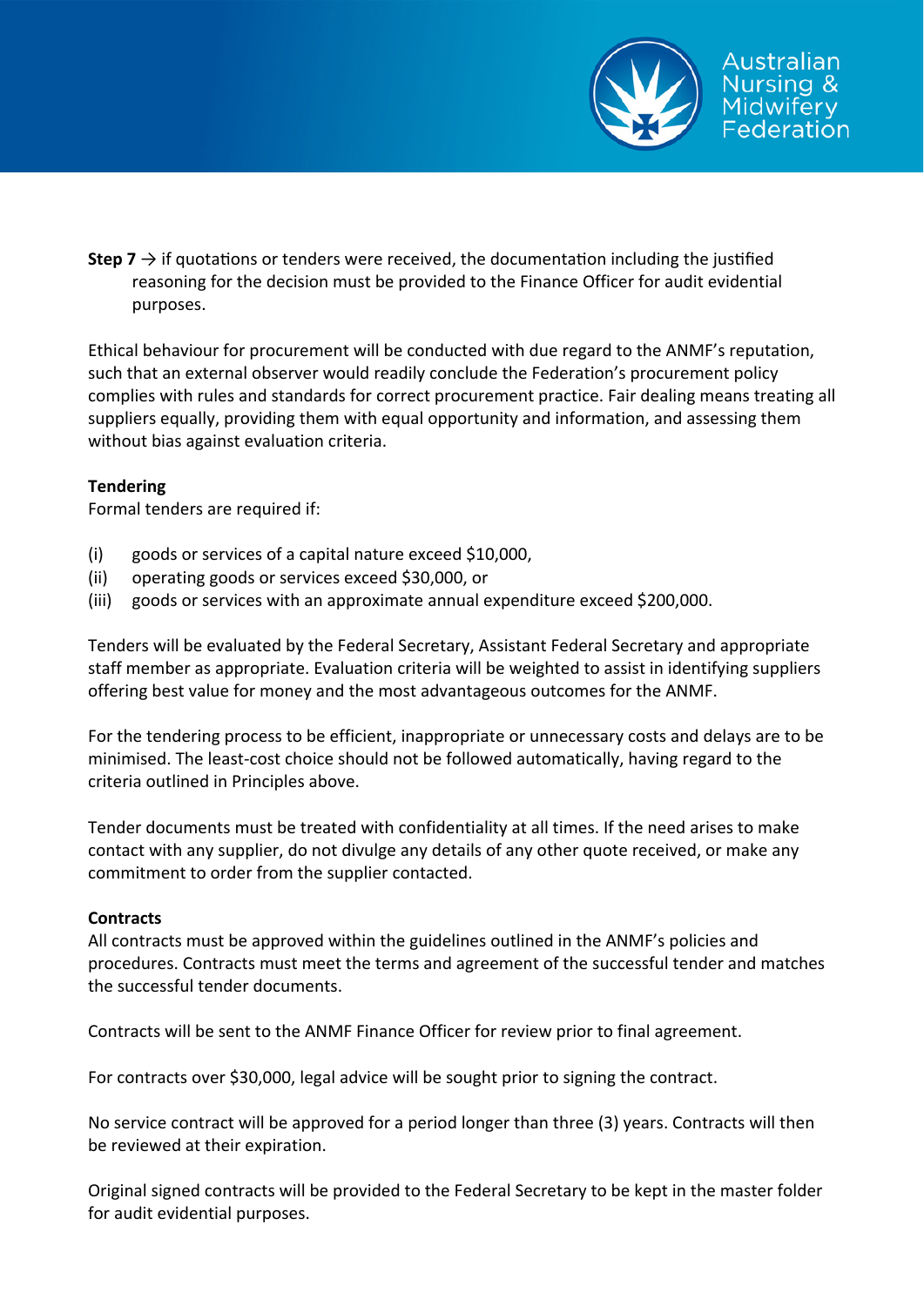**Step 7** → if quotations or tenders were received, the documentation including the justified reasoning for the decision must be provided to the Finance Officer for audit evidential purposes.

Ethical behaviour for procurement will be conducted with due regard to the ANMF's reputation, such that an external observer would readily conclude the Federation's procurement policy complies with rules and standards for correct procurement practice. Fair dealing means treating all suppliers equally, providing them with equal opportunity and information, and assessing them without bias against evaluation criteria.

**Tendering**

Formal tenders are required if:

(i) goods or services of a capital nature exceed $10,000,
(ii) operating goods or services exceed $30,000, or
(iii) goods or services with an approximate annual expenditure exceed $200,000.

Tenders will be evaluated by the Federal Secretary, Assistant Federal Secretary and appropriate staff member as appropriate. Evaluation criteria will be weighted to assist in identifying suppliers offering best value for money and the most advantageous outcomes for the ANMF.

For the tendering process to be efficient, inappropriate or unnecessary costs and delays are to be minimised. The least-cost choice should not be followed automatically, having regard to the criteria outlined in Principles above.

Tender documents must be treated with confidentiality at all times. If the need arises to make contact with any supplier, do not divulge any details of any other quote received, or make any commitment to order from the supplier contacted.

**Contracts**

All contracts must be approved within the guidelines outlined in the ANMF's policies and procedures. Contracts must meet the terms and agreement of the successful tender and matches the successful tender documents.

Contracts will be sent to the ANMF Finance Officer for review prior to final agreement.

For contracts over $30,000, legal advice will be sought prior to signing the contract.

No service contract will be approved for a period longer than three (3) years. Contracts will then be reviewed at their expiration.

Original signed contracts will be provided to the Federal Secretary to be kept in the master folder for audit evidential purposes.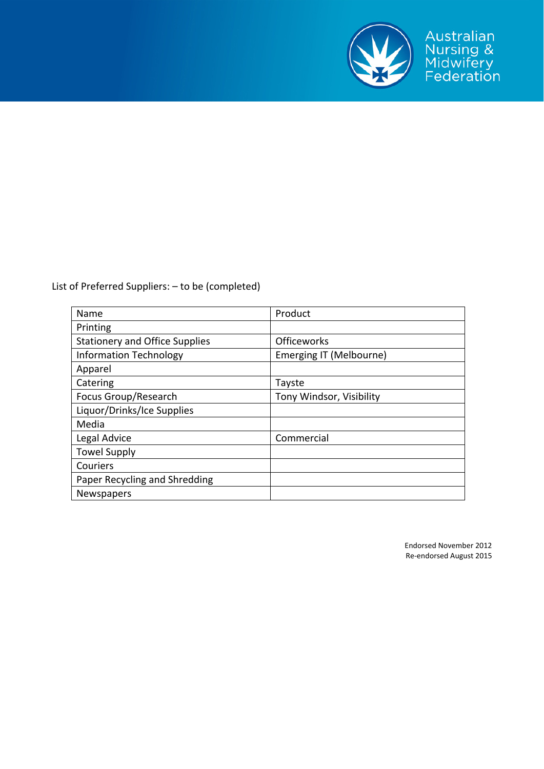List of Preferred Suppliers: – to be (completed)

| Name | Product |
|---|---|
| Printing | |
| Stationery and Office Supplies | Officeworks |
| Information Technology | Emerging IT (Melbourne) |
| Apparel | |
| Catering | Tayste |
| Focus Group/Research | Tony Windsor, Visibility |
| Liquor/Drinks/Ice Supplies | |
| Media | |
| Legal Advice | Commercial |
| Towel Supply | |
| Couriers | |
| Paper Recycling and Shredding | |
| Newspapers | |

Endorsed November 2012
Re-endorsed August 2015